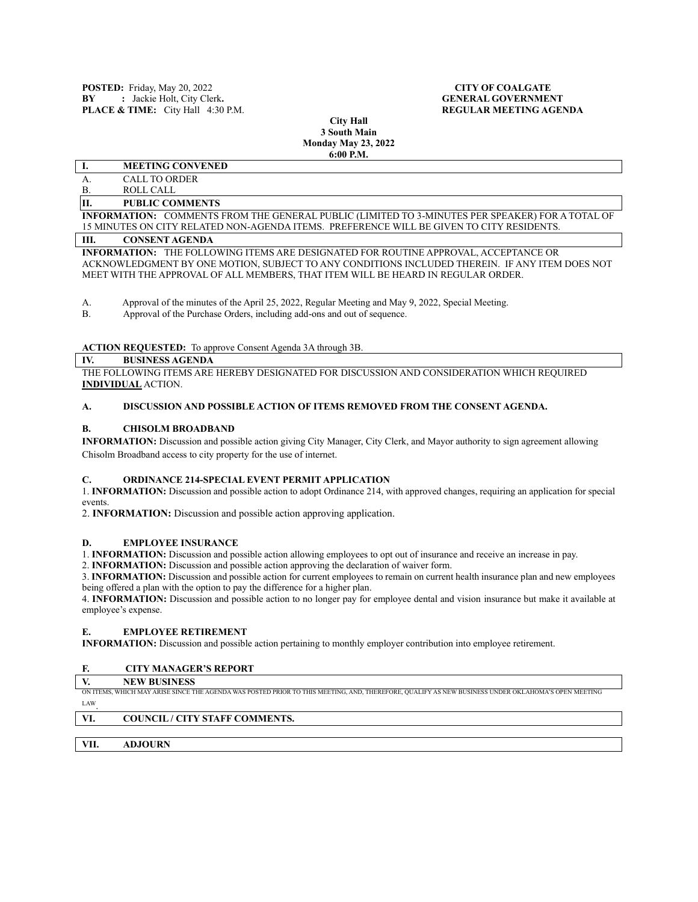**POSTED:** Friday, May 20, 2022
**BY :** Jackie Holt, City Clerk**.**
**PLACE & TIME:** City Hall 4:30 P.M.

**CITY OF COALGATE**
**GENERAL GOVERNMENT**
**REGULAR MEETING AGENDA**

**City Hall**
**3 South Main**
**Monday May 23, 2022**
**6:00 P.M.**

## I. MEETING CONVENED

A. CALL TO ORDER
B. ROLL CALL

## II. PUBLIC COMMENTS

**INFORMATION:** COMMENTS FROM THE GENERAL PUBLIC (LIMITED TO 3-MINUTES PER SPEAKER) FOR A TOTAL OF 15 MINUTES ON CITY RELATED NON-AGENDA ITEMS. PREFERENCE WILL BE GIVEN TO CITY RESIDENTS.

## III. CONSENT AGENDA

**INFORMATION:** THE FOLLOWING ITEMS ARE DESIGNATED FOR ROUTINE APPROVAL, ACCEPTANCE OR ACKNOWLEDGMENT BY ONE MOTION, SUBJECT TO ANY CONDITIONS INCLUDED THEREIN. IF ANY ITEM DOES NOT MEET WITH THE APPROVAL OF ALL MEMBERS, THAT ITEM WILL BE HEARD IN REGULAR ORDER.

A. Approval of the minutes of the April 25, 2022, Regular Meeting and May 9, 2022, Special Meeting.
B. Approval of the Purchase Orders, including add-ons and out of sequence.

**ACTION REQUESTED:** To approve Consent Agenda 3A through 3B.

## IV. BUSINESS AGENDA

THE FOLLOWING ITEMS ARE HEREBY DESIGNATED FOR DISCUSSION AND CONSIDERATION WHICH REQUIRED **INDIVIDUAL** ACTION.

### A. DISCUSSION AND POSSIBLE ACTION OF ITEMS REMOVED FROM THE CONSENT AGENDA.

### B. CHISOLM BROADBAND

**INFORMATION:** Discussion and possible action giving City Manager, City Clerk, and Mayor authority to sign agreement allowing Chisolm Broadband access to city property for the use of internet.

### C. ORDINANCE 214-SPECIAL EVENT PERMIT APPLICATION

1. **INFORMATION:** Discussion and possible action to adopt Ordinance 214, with approved changes, requiring an application for special events.
2. **INFORMATION:** Discussion and possible action approving application.

### D. EMPLOYEE INSURANCE

1. **INFORMATION:** Discussion and possible action allowing employees to opt out of insurance and receive an increase in pay.
2. **INFORMATION:** Discussion and possible action approving the declaration of waiver form.
3. **INFORMATION:** Discussion and possible action for current employees to remain on current health insurance plan and new employees being offered a plan with the option to pay the difference for a higher plan.
4. **INFORMATION:** Discussion and possible action to no longer pay for employee dental and vision insurance but make it available at employee's expense.

### E. EMPLOYEE RETIREMENT

**INFORMATION:** Discussion and possible action pertaining to monthly employer contribution into employee retirement.

### F. CITY MANAGER'S REPORT

## V. NEW BUSINESS

ON ITEMS, WHICH MAY ARISE SINCE THE AGENDA WAS POSTED PRIOR TO THIS MEETING, AND, THEREFORE, QUALIFY AS NEW BUSINESS UNDER OKLAHOMA'S OPEN MEETING LAW.

## VI. COUNCIL / CITY STAFF COMMENTS.

## VII. ADJOURN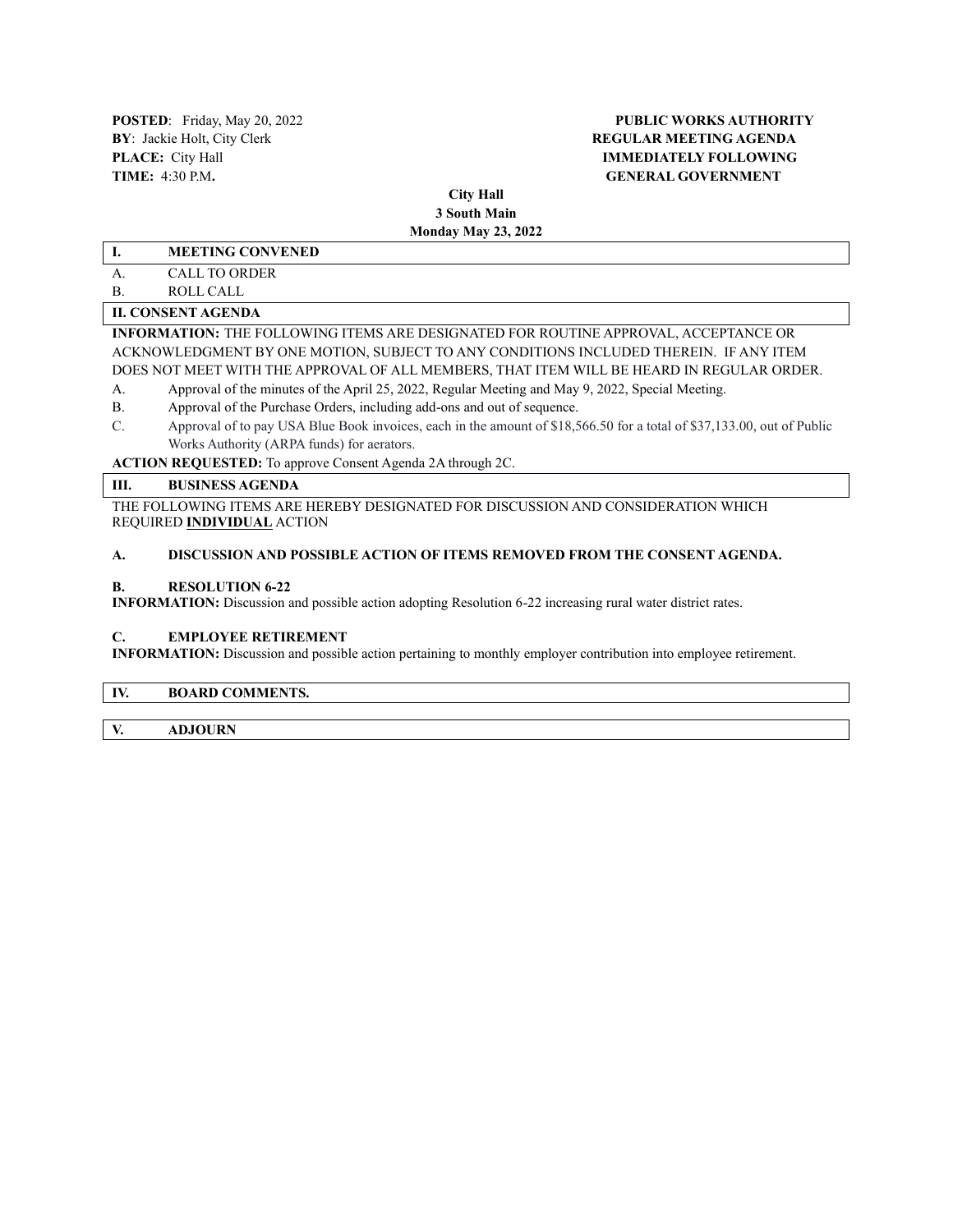**POSTED**: Friday, May 20, 2022
**BY**: Jackie Holt, City Clerk
**PLACE:** City Hall
**TIME:** 4:30 P.M.

**PUBLIC WORKS AUTHORITY**
**REGULAR MEETING AGENDA**
**IMMEDIATELY FOLLOWING**
**GENERAL GOVERNMENT**

**City Hall**
**3 South Main**
**Monday May 23, 2022**

## I. MEETING CONVENED

A. CALL TO ORDER
B. ROLL CALL

## II. CONSENT AGENDA

**INFORMATION:** THE FOLLOWING ITEMS ARE DESIGNATED FOR ROUTINE APPROVAL, ACCEPTANCE OR ACKNOWLEDGMENT BY ONE MOTION, SUBJECT TO ANY CONDITIONS INCLUDED THEREIN. IF ANY ITEM DOES NOT MEET WITH THE APPROVAL OF ALL MEMBERS, THAT ITEM WILL BE HEARD IN REGULAR ORDER.

A. Approval of the minutes of the April 25, 2022, Regular Meeting and May 9, 2022, Special Meeting.
B. Approval of the Purchase Orders, including add-ons and out of sequence.
C. Approval of to pay USA Blue Book invoices, each in the amount of $18,566.50 for a total of $37,133.00, out of Public Works Authority (ARPA funds) for aerators.

**ACTION REQUESTED:** To approve Consent Agenda 2A through 2C.

## III. BUSINESS AGENDA

THE FOLLOWING ITEMS ARE HEREBY DESIGNATED FOR DISCUSSION AND CONSIDERATION WHICH REQUIRED **INDIVIDUAL** ACTION

### A. DISCUSSION AND POSSIBLE ACTION OF ITEMS REMOVED FROM THE CONSENT AGENDA.

### B. RESOLUTION 6-22

**INFORMATION:** Discussion and possible action adopting Resolution 6-22 increasing rural water district rates.

### C. EMPLOYEE RETIREMENT

**INFORMATION:** Discussion and possible action pertaining to monthly employer contribution into employee retirement.

## IV. BOARD COMMENTS.

## V. ADJOURN